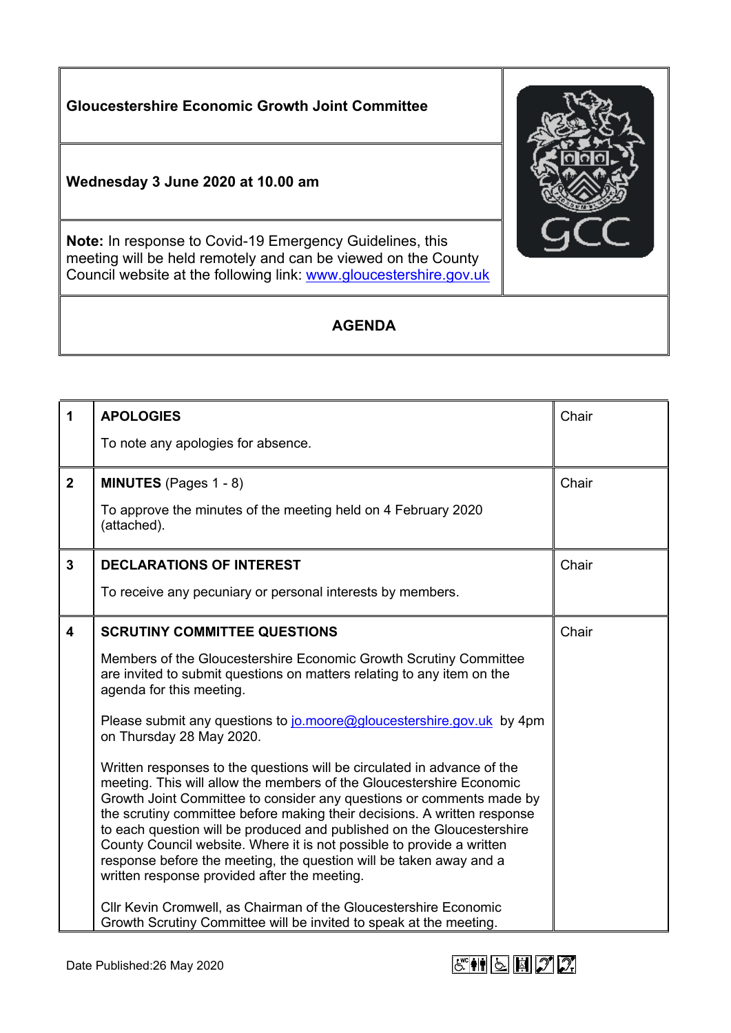# Gloucestershire Economic Growth Joint Committee

**Wednesday 3 June 2020 at 10.00 am**

**Note:** In response to Covid-19 Emergency Guidelines, this meeting will be held remotely and can be viewed on the County Council website at the following link: www.gloucestershire.gov.uk

## AGENDA

| | | |
|---|---|---|
| **1** | **APOLOGIES**<br><br>To note any apologies for absence. | Chair |
| **2** | **MINUTES** (Pages 1 - 8)<br><br>To approve the minutes of the meeting held on 4 February 2020 (attached). | Chair |
| **3** | **DECLARATIONS OF INTEREST**<br><br>To receive any pecuniary or personal interests by members. | Chair |
| **4** | **SCRUTINY COMMITTEE QUESTIONS**<br><br>Members of the Gloucestershire Economic Growth Scrutiny Committee are invited to submit questions on matters relating to any item on the agenda for this meeting.<br><br>Please submit any questions to jo.moore@gloucestershire.gov.uk by 4pm on Thursday 28 May 2020.<br><br>Written responses to the questions will be circulated in advance of the meeting. This will allow the members of the Gloucestershire Economic Growth Joint Committee to consider any questions or comments made by the scrutiny committee before making their decisions. A written response to each question will be produced and published on the Gloucestershire County Council website. Where it is not possible to provide a written response before the meeting, the question will be taken away and a written response provided after the meeting.<br><br>Cllr Kevin Cromwell, as Chairman of the Gloucestershire Economic Growth Scrutiny Committee will be invited to speak at the meeting. | Chair |

Date Published:26 May 2020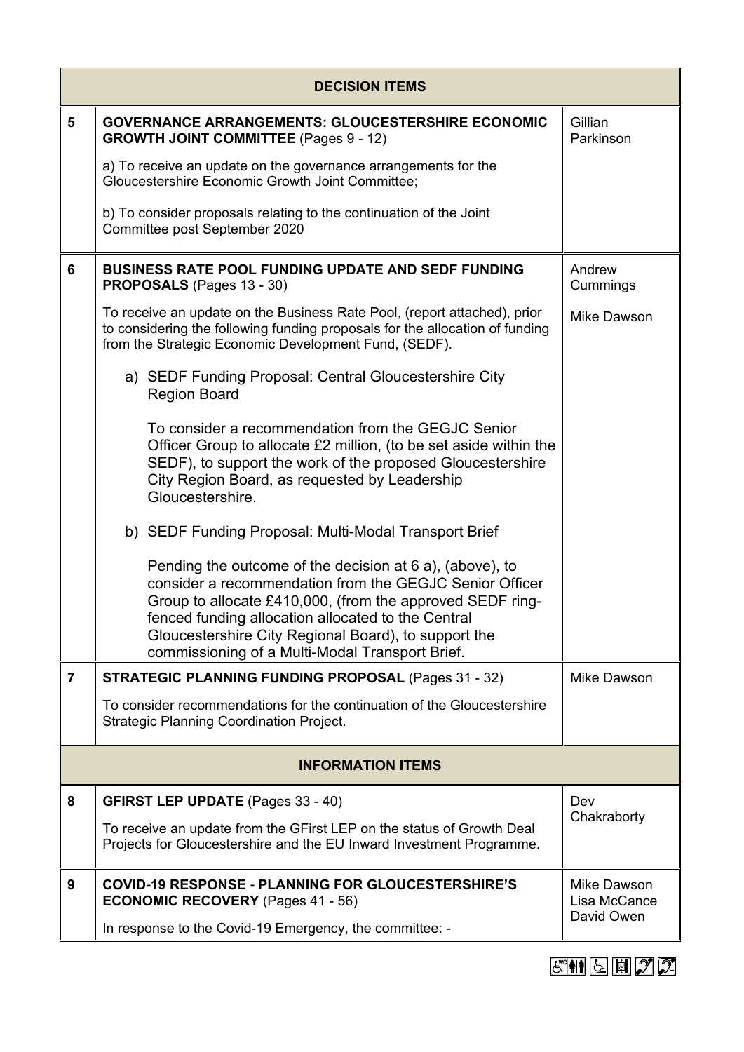| | DECISION ITEMS | |
|---|---|---|
| 5 | **GOVERNANCE ARRANGEMENTS: GLOUCESTERSHIRE ECONOMIC GROWTH JOINT COMMITTEE** (Pages 9 - 12)<br><br>a) To receive an update on the governance arrangements for the Gloucestershire Economic Growth Joint Committee;<br><br>b) To consider proposals relating to the continuation of the Joint Committee post September 2020 | Gillian Parkinson |
| 6 | **BUSINESS RATE POOL FUNDING UPDATE AND SEDF FUNDING PROPOSALS** (Pages 13 - 30)<br><br>To receive an update on the Business Rate Pool, (report attached), prior to considering the following funding proposals for the allocation of funding from the Strategic Economic Development Fund, (SEDF).<br><br>a) SEDF Funding Proposal: Central Gloucestershire City Region Board<br><br>To consider a recommendation from the GEGJC Senior Officer Group to allocate £2 million, (to be set aside within the SEDF), to support the work of the proposed Gloucestershire City Region Board, as requested by Leadership Gloucestershire.<br><br>b) SEDF Funding Proposal: Multi-Modal Transport Brief<br><br>Pending the outcome of the decision at 6 a), (above), to consider a recommendation from the GEGJC Senior Officer Group to allocate £410,000, (from the approved SEDF ring-fenced funding allocation allocated to the Central Gloucestershire City Regional Board), to support the commissioning of a Multi-Modal Transport Brief. | Andrew Cummings<br><br>Mike Dawson |
| 7 | **STRATEGIC PLANNING FUNDING PROPOSAL** (Pages 31 - 32)<br><br>To consider recommendations for the continuation of the Gloucestershire Strategic Planning Coordination Project. | Mike Dawson |
| | **INFORMATION ITEMS** | |
| 8 | **GFIRST LEP UPDATE** (Pages 33 - 40)<br><br>To receive an update from the GFirst LEP on the status of Growth Deal Projects for Gloucestershire and the EU Inward Investment Programme. | Dev Chakraborty |
| 9 | **COVID-19 RESPONSE - PLANNING FOR GLOUCESTERSHIRE'S ECONOMIC RECOVERY** (Pages 41 - 56)<br><br>In response to the Covid-19 Emergency, the committee: - | Mike Dawson<br>Lisa McCance<br>David Owen |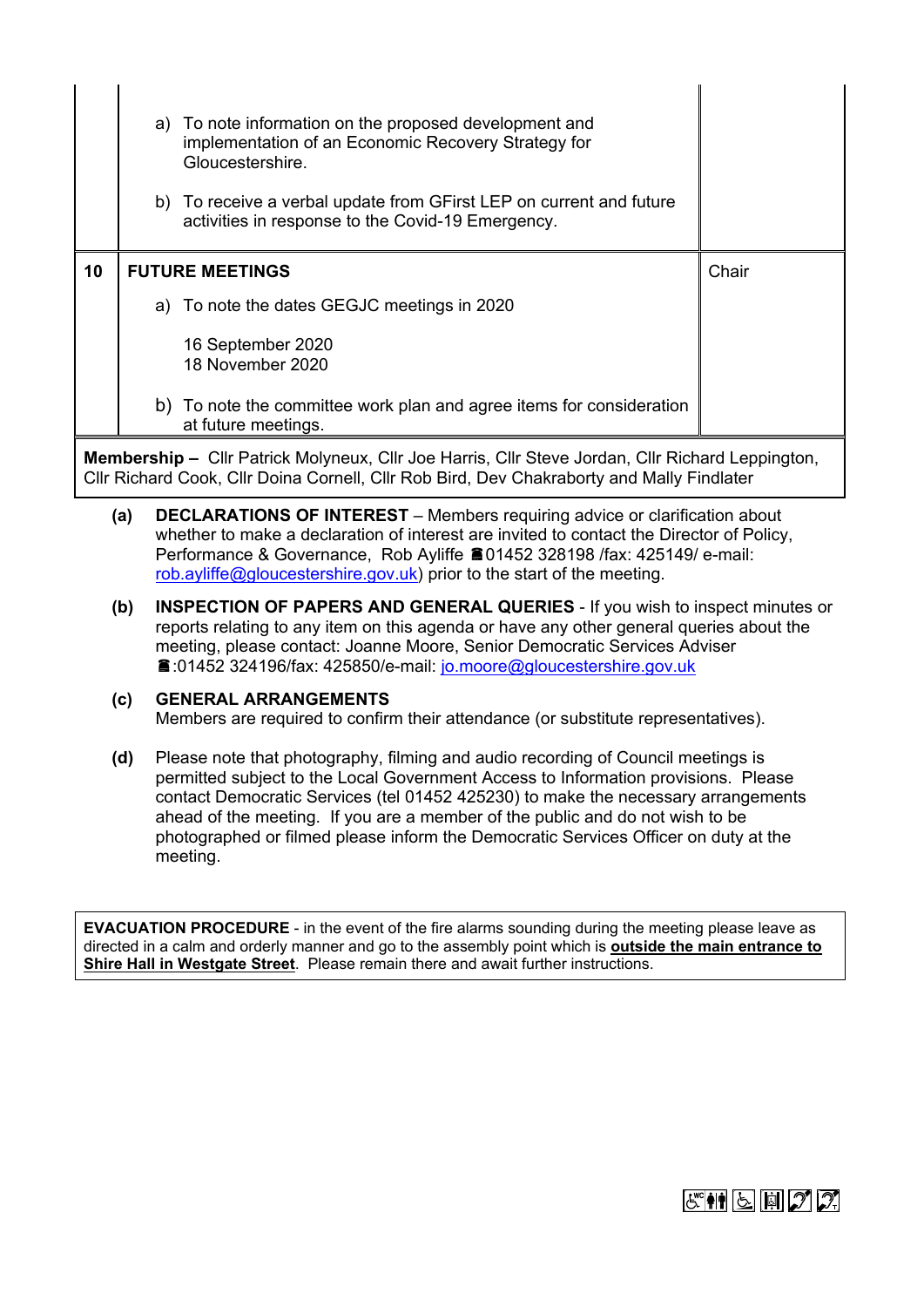| | | |
|---|---|---|
| | a) To note information on the proposed development and implementation of an Economic Recovery Strategy for Gloucestershire.<br><br>b) To receive a verbal update from GFirst LEP on current and future activities in response to the Covid-19 Emergency. | |
| 10 | **FUTURE MEETINGS**<br><br>a) To note the dates GEGJC meetings in 2020<br><br>16 September 2020<br>18 November 2020<br><br>b) To note the committee work plan and agree items for consideration at future meetings. | Chair |

**Membership –** Cllr Patrick Molyneux, Cllr Joe Harris, Cllr Steve Jordan, Cllr Richard Leppington, Cllr Richard Cook, Cllr Doina Cornell, Cllr Rob Bird, Dev Chakraborty and Mally Findlater

**(a)** **DECLARATIONS OF INTEREST** – Members requiring advice or clarification about whether to make a declaration of interest are invited to contact the Director of Policy, Performance & Governance, Rob Ayliffe ☎01452 328198 /fax: 425149/ e-mail: rob.ayliffe@gloucestershire.gov.uk) prior to the start of the meeting.

**(b)** **INSPECTION OF PAPERS AND GENERAL QUERIES** - If you wish to inspect minutes or reports relating to any item on this agenda or have any other general queries about the meeting, please contact: Joanne Moore, Senior Democratic Services Adviser ☎:01452 324196/fax: 425850/e-mail: jo.moore@gloucestershire.gov.uk

**(c)** **GENERAL ARRANGEMENTS**
Members are required to confirm their attendance (or substitute representatives).

**(d)** Please note that photography, filming and audio recording of Council meetings is permitted subject to the Local Government Access to Information provisions. Please contact Democratic Services (tel 01452 425230) to make the necessary arrangements ahead of the meeting. If you are a member of the public and do not wish to be photographed or filmed please inform the Democratic Services Officer on duty at the meeting.

**EVACUATION PROCEDURE** - in the event of the fire alarms sounding during the meeting please leave as directed in a calm and orderly manner and go to the assembly point which is **outside the main entrance to Shire Hall in Westgate Street**. Please remain there and await further instructions.